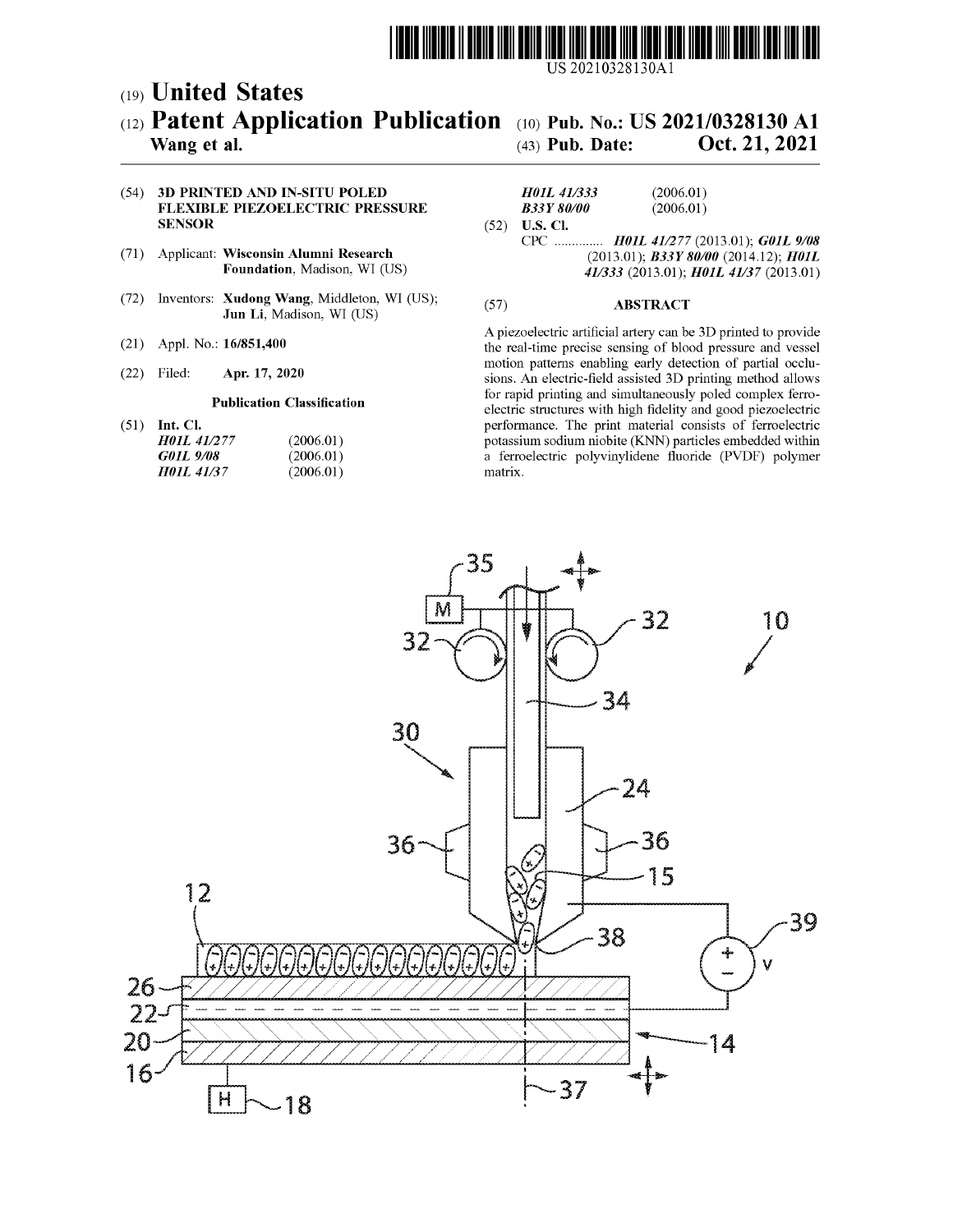US 20210328130A1

(19) **United States**

(12) **Patent Application Publication** (10) **Pub. No.: US 2021/0328130 A1**

**Wang et al.** (43) **Pub. Date: Oct. 21, 2021**

(54) **3D PRINTED AND IN-SITU POLED FLEXIBLE PIEZOELECTRIC PRESSURE SENSOR**

(71) Applicant: **Wisconsin Alumni Research Foundation**, Madison, WI (US)

(72) Inventors: **Xudong Wang**, Middleton, WI (US); **Jun Li**, Madison, WI (US)

(21) Appl. No.: **16/851,400**

(22) Filed: **Apr. 17, 2020**

**Publication Classification**

(51) **Int. Cl.**

| | |
|---|---|
| ***H01L 41/277*** | (2006.01) |
| ***G01L 9/08*** | (2006.01) |
| ***H01L 41/37*** | (2006.01) |
| ***H01L 41/333*** | (2006.01) |
| ***B33Y 80/00*** | (2006.01) |

(52) **U.S. Cl.**

CPC .............. ***H01L 41/277*** (2013.01); ***G01L 9/08*** (2013.01); ***B33Y 80/00*** (2014.12); ***H01L 41/333*** (2013.01); ***H01L 41/37*** (2013.01)

(57) **ABSTRACT**

A piezoelectric artificial artery can be 3D printed to provide the real-time precise sensing of blood pressure and vessel motion patterns enabling early detection of partial occlusions. An electric-field assisted 3D printing method allows for rapid printing and simultaneously poled complex ferroelectric structures with high fidelity and good piezoelectric performance. The print material consists of ferroelectric potassium sodium niobite (KNN) particles embedded within a ferroelectric polyvinylidene fluoride (PVDF) polymer matrix.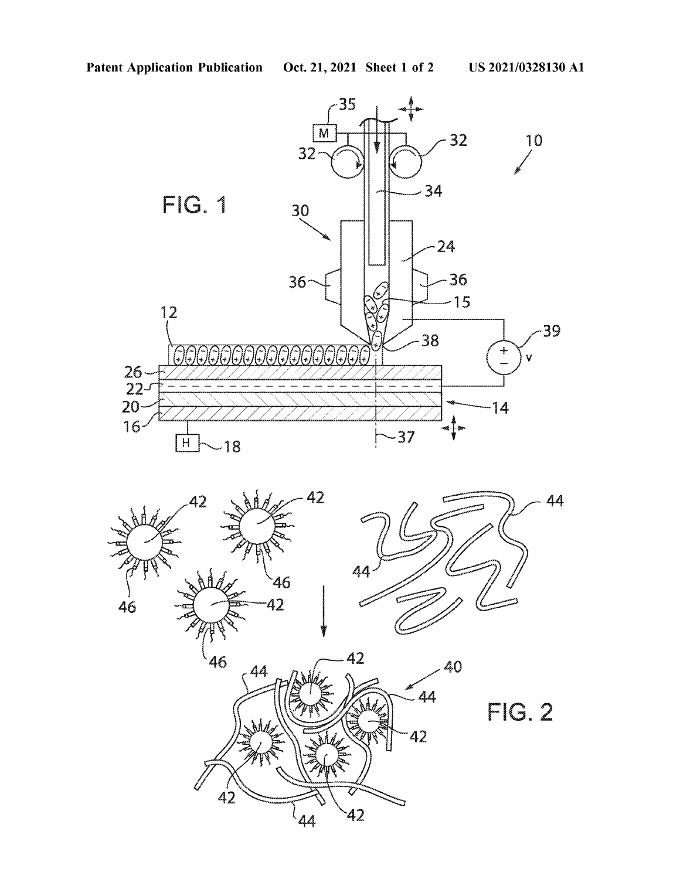FIG. 1

FIG. 2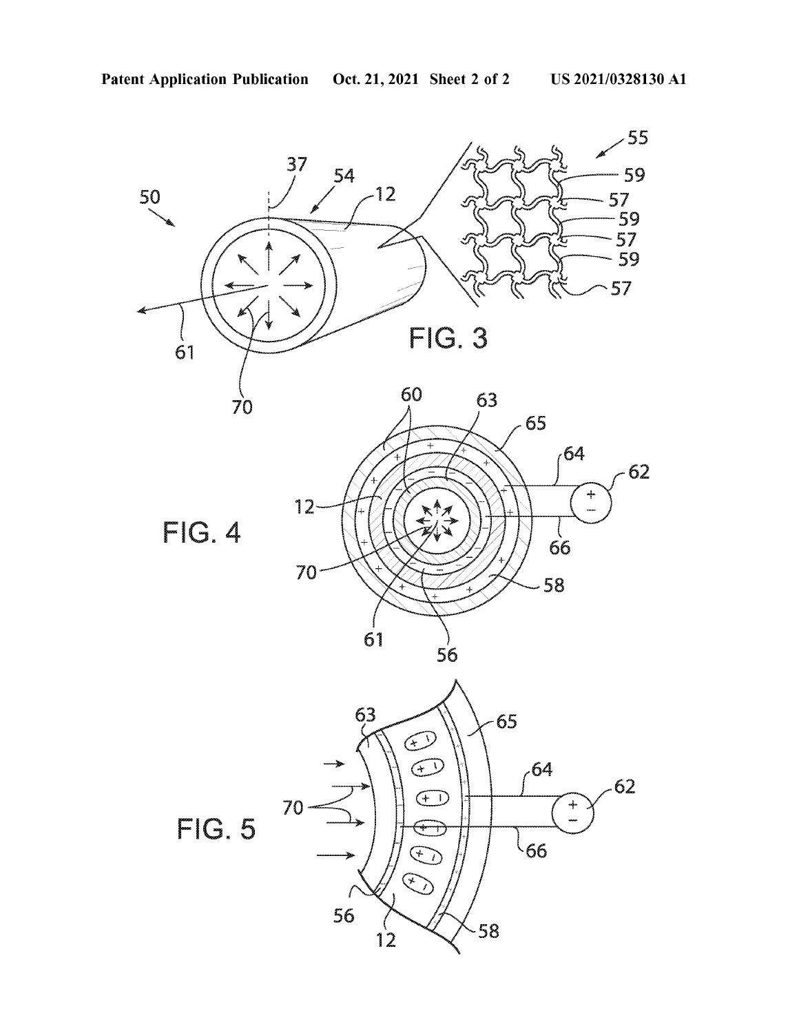FIG. 3

FIG. 4

FIG. 5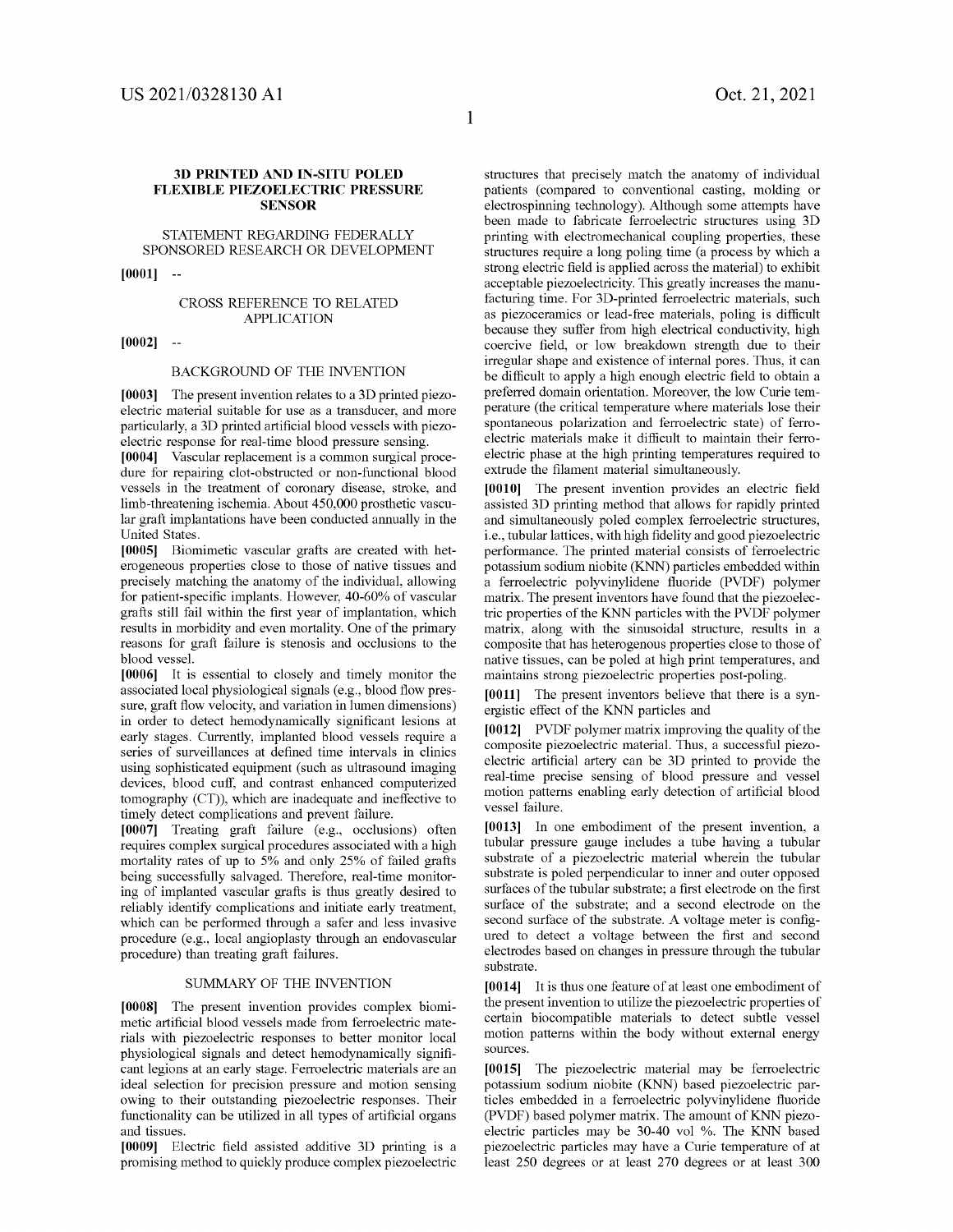# 3D PRINTED AND IN-SITU POLED FLEXIBLE PIEZOELECTRIC PRESSURE SENSOR

## STATEMENT REGARDING FEDERALLY SPONSORED RESEARCH OR DEVELOPMENT

**[0001]** --

## CROSS REFERENCE TO RELATED APPLICATION

**[0002]** --

## BACKGROUND OF THE INVENTION

**[0003]** The present invention relates to a 3D printed piezoelectric material suitable for use as a transducer, and more particularly, a 3D printed artificial blood vessels with piezoelectric response for real-time blood pressure sensing.

**[0004]** Vascular replacement is a common surgical procedure for repairing clot-obstructed or non-functional blood vessels in the treatment of coronary disease, stroke, and limb-threatening ischemia. About 450,000 prosthetic vascular graft implantations have been conducted annually in the United States.

**[0005]** Biomimetic vascular grafts are created with heterogeneous properties close to those of native tissues and precisely matching the anatomy of the individual, allowing for patient-specific implants. However, 40-60% of vascular grafts still fail within the first year of implantation, which results in morbidity and even mortality. One of the primary reasons for graft failure is stenosis and occlusions to the blood vessel.

**[0006]** It is essential to closely and timely monitor the associated local physiological signals (e.g., blood flow pressure, graft flow velocity, and variation in lumen dimensions) in order to detect hemodynamically significant lesions at early stages. Currently, implanted blood vessels require a series of surveillances at defined time intervals in clinics using sophisticated equipment (such as ultrasound imaging devices, blood cuff, and contrast enhanced computerized tomography (CT)), which are inadequate and ineffective to timely detect complications and prevent failure.

**[0007]** Treating graft failure (e.g., occlusions) often requires complex surgical procedures associated with a high mortality rates of up to 5% and only 25% of failed grafts being successfully salvaged. Therefore, real-time monitoring of implanted vascular grafts is thus greatly desired to reliably identify complications and initiate early treatment, which can be performed through a safer and less invasive procedure (e.g., local angioplasty through an endovascular procedure) than treating graft failures.

## SUMMARY OF THE INVENTION

**[0008]** The present invention provides complex biomimetic artificial blood vessels made from ferroelectric materials with piezoelectric responses to better monitor local physiological signals and detect hemodynamically significant legions at an early stage. Ferroelectric materials are an ideal selection for precision pressure and motion sensing owing to their outstanding piezoelectric responses. Their functionality can be utilized in all types of artificial organs and tissues.

**[0009]** Electric field assisted additive 3D printing is a promising method to quickly produce complex piezoelectric structures that precisely match the anatomy of individual patients (compared to conventional casting, molding or electrospinning technology). Although some attempts have been made to fabricate ferroelectric structures using 3D printing with electromechanical coupling properties, these structures require a long poling time (a process by which a strong electric field is applied across the material) to exhibit acceptable piezoelectricity. This greatly increases the manufacturing time. For 3D-printed ferroelectric materials, such as piezoceramics or lead-free materials, poling is difficult because they suffer from high electrical conductivity, high coercive field, or low breakdown strength due to their irregular shape and existence of internal pores. Thus, it can be difficult to apply a high enough electric field to obtain a preferred domain orientation. Moreover, the low Curie temperature (the critical temperature where materials lose their spontaneous polarization and ferroelectric state) of ferroelectric materials make it difficult to maintain their ferroelectric phase at the high printing temperatures required to extrude the filament material simultaneously.

**[0010]** The present invention provides an electric field assisted 3D printing method that allows for rapidly printed and simultaneously poled complex ferroelectric structures, i.e., tubular lattices, with high fidelity and good piezoelectric performance. The printed material consists of ferroelectric potassium sodium niobite (KNN) particles embedded within a ferroelectric polyvinylidene fluoride (PVDF) polymer matrix. The present inventors have found that the piezoelectric properties of the KNN particles with the PVDF polymer matrix, along with the sinusoidal structure, results in a composite that has heterogenous properties close to those of native tissues, can be poled at high print temperatures, and maintains strong piezoelectric properties post-poling.

**[0011]** The present inventors believe that there is a synergistic effect of the KNN particles and

**[0012]** PVDF polymer matrix improving the quality of the composite piezoelectric material. Thus, a successful piezoelectric artificial artery can be 3D printed to provide the real-time precise sensing of blood pressure and vessel motion patterns enabling early detection of artificial blood vessel failure.

**[0013]** In one embodiment of the present invention, a tubular pressure gauge includes a tube having a tubular substrate of a piezoelectric material wherein the tubular substrate is poled perpendicular to inner and outer opposed surfaces of the tubular substrate; a first electrode on the first surface of the substrate; and a second electrode on the second surface of the substrate. A voltage meter is configured to detect a voltage between the first and second electrodes based on changes in pressure through the tubular substrate.

**[0014]** It is thus one feature of at least one embodiment of the present invention to utilize the piezoelectric properties of certain biocompatible materials to detect subtle vessel motion patterns within the body without external energy sources.

**[0015]** The piezoelectric material may be ferroelectric potassium sodium niobite (KNN) based piezoelectric particles embedded in a ferroelectric polyvinylidene fluoride (PVDF) based polymer matrix. The amount of KNN piezoelectric particles may be 30-40 vol %. The KNN based piezoelectric particles may have a Curie temperature of at least 250 degrees or at least 270 degrees or at least 300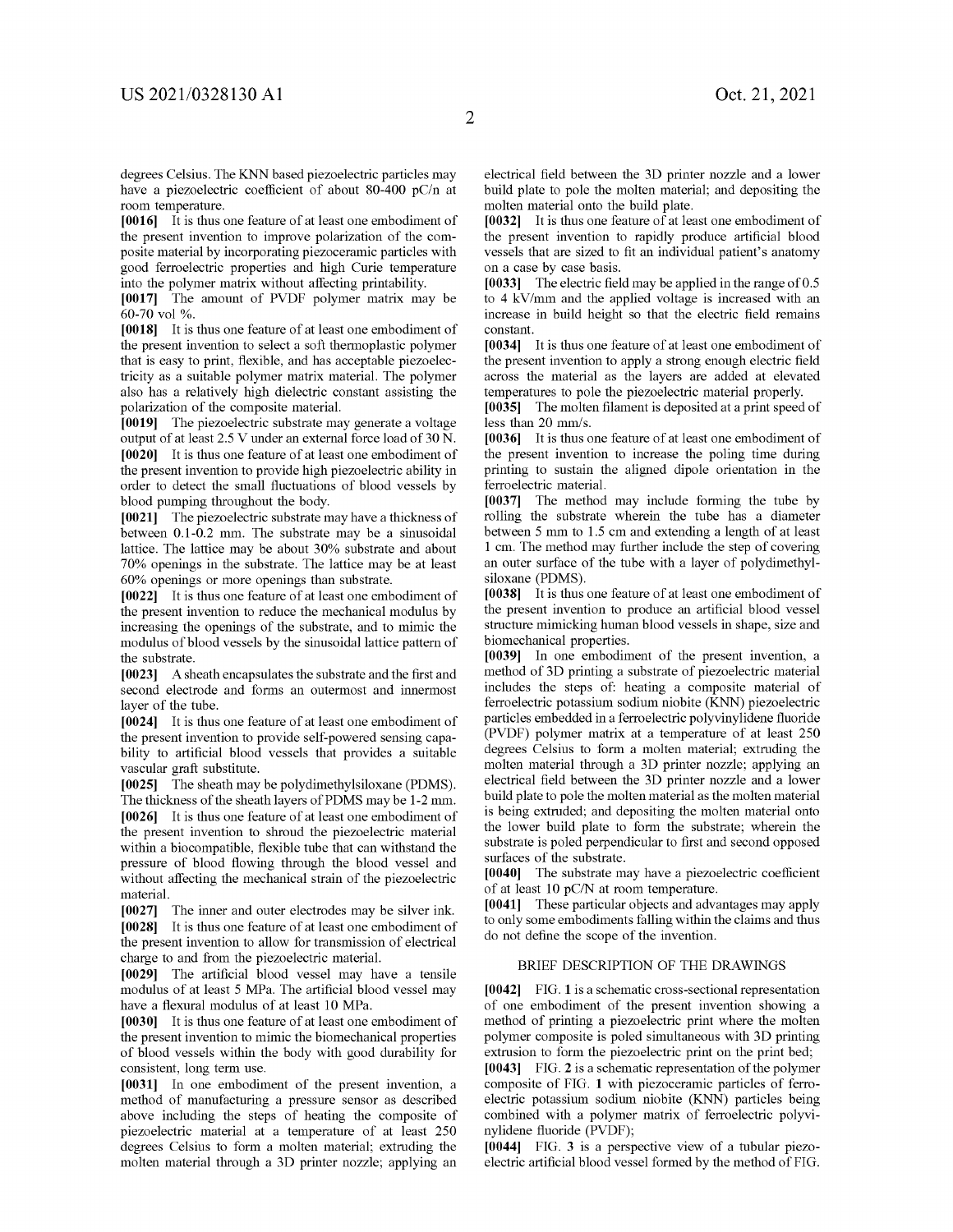degrees Celsius. The KNN based piezoelectric particles may have a piezoelectric coefficient of about 80-400 pC/n at room temperature.

**[0016]** It is thus one feature of at least one embodiment of the present invention to improve polarization of the composite material by incorporating piezoceramic particles with good ferroelectric properties and high Curie temperature into the polymer matrix without affecting printability.

**[0017]** The amount of PVDF polymer matrix may be 60-70 vol %.

**[0018]** It is thus one feature of at least one embodiment of the present invention to select a soft thermoplastic polymer that is easy to print, flexible, and has acceptable piezoelectricity as a suitable polymer matrix material. The polymer also has a relatively high dielectric constant assisting the polarization of the composite material.

**[0019]** The piezoelectric substrate may generate a voltage output of at least 2.5 V under an external force load of 30 N.

**[0020]** It is thus one feature of at least one embodiment of the present invention to provide high piezoelectric ability in order to detect the small fluctuations of blood vessels by blood pumping throughout the body.

**[0021]** The piezoelectric substrate may have a thickness of between 0.1-0.2 mm. The substrate may be a sinusoidal lattice. The lattice may be about 30% substrate and about 70% openings in the substrate. The lattice may be at least 60% openings or more openings than substrate.

**[0022]** It is thus one feature of at least one embodiment of the present invention to reduce the mechanical modulus by increasing the openings of the substrate, and to mimic the modulus of blood vessels by the sinusoidal lattice pattern of the substrate.

**[0023]** A sheath encapsulates the substrate and the first and second electrode and forms an outermost and innermost layer of the tube.

**[0024]** It is thus one feature of at least one embodiment of the present invention to provide self-powered sensing capability to artificial blood vessels that provides a suitable vascular graft substitute.

**[0025]** The sheath may be polydimethylsiloxane (PDMS). The thickness of the sheath layers of PDMS may be 1-2 mm.

**[0026]** It is thus one feature of at least one embodiment of the present invention to shroud the piezoelectric material within a biocompatible, flexible tube that can withstand the pressure of blood flowing through the blood vessel and without affecting the mechanical strain of the piezoelectric material.

**[0027]** The inner and outer electrodes may be silver ink.

**[0028]** It is thus one feature of at least one embodiment of the present invention to allow for transmission of electrical charge to and from the piezoelectric material.

**[0029]** The artificial blood vessel may have a tensile modulus of at least 5 MPa. The artificial blood vessel may have a flexural modulus of at least 10 MPa.

**[0030]** It is thus one feature of at least one embodiment of the present invention to mimic the biomechanical properties of blood vessels within the body with good durability for consistent, long term use.

**[0031]** In one embodiment of the present invention, a method of manufacturing a pressure sensor as described above including the steps of heating the composite of piezoelectric material at a temperature of at least 250 degrees Celsius to form a molten material; extruding the molten material through a 3D printer nozzle; applying an electrical field between the 3D printer nozzle and a lower build plate to pole the molten material; and depositing the molten material onto the build plate.

**[0032]** It is thus one feature of at least one embodiment of the present invention to rapidly produce artificial blood vessels that are sized to fit an individual patient's anatomy on a case by case basis.

**[0033]** The electric field may be applied in the range of 0.5 to 4 kV/mm and the applied voltage is increased with an increase in build height so that the electric field remains constant.

**[0034]** It is thus one feature of at least one embodiment of the present invention to apply a strong enough electric field across the material as the layers are added at elevated temperatures to pole the piezoelectric material properly.

**[0035]** The molten filament is deposited at a print speed of less than 20 mm/s.

**[0036]** It is thus one feature of at least one embodiment of the present invention to increase the poling time during printing to sustain the aligned dipole orientation in the ferroelectric material.

**[0037]** The method may include forming the tube by rolling the substrate wherein the tube has a diameter between 5 mm to 1.5 cm and extending a length of at least 1 cm. The method may further include the step of covering an outer surface of the tube with a layer of polydimethylsiloxane (PDMS).

**[0038]** It is thus one feature of at least one embodiment of the present invention to produce an artificial blood vessel structure mimicking human blood vessels in shape, size and biomechanical properties.

**[0039]** In one embodiment of the present invention, a method of 3D printing a substrate of piezoelectric material includes the steps of: heating a composite material of ferroelectric potassium sodium niobite (KNN) piezoelectric particles embedded in a ferroelectric polyvinylidene fluoride (PVDF) polymer matrix at a temperature of at least 250 degrees Celsius to form a molten material; extruding the molten material through a 3D printer nozzle; applying an electrical field between the 3D printer nozzle and a lower build plate to pole the molten material as the molten material is being extruded; and depositing the molten material onto the lower build plate to form the substrate; wherein the substrate is poled perpendicular to first and second opposed surfaces of the substrate.

**[0040]** The substrate may have a piezoelectric coefficient of at least 10 pC/N at room temperature.

**[0041]** These particular objects and advantages may apply to only some embodiments falling within the claims and thus do not define the scope of the invention.

## BRIEF DESCRIPTION OF THE DRAWINGS

**[0042]** FIG. **1** is a schematic cross-sectional representation of one embodiment of the present invention showing a method of printing a piezoelectric print where the molten polymer composite is poled simultaneous with 3D printing extrusion to form the piezoelectric print on the print bed;

**[0043]** FIG. **2** is a schematic representation of the polymer composite of FIG. **1** with piezoceramic particles of ferroelectric potassium sodium niobite (KNN) particles being combined with a polymer matrix of ferroelectric polyvinylidene fluoride (PVDF);

**[0044]** FIG. **3** is a perspective view of a tubular piezoelectric artificial blood vessel formed by the method of FIG.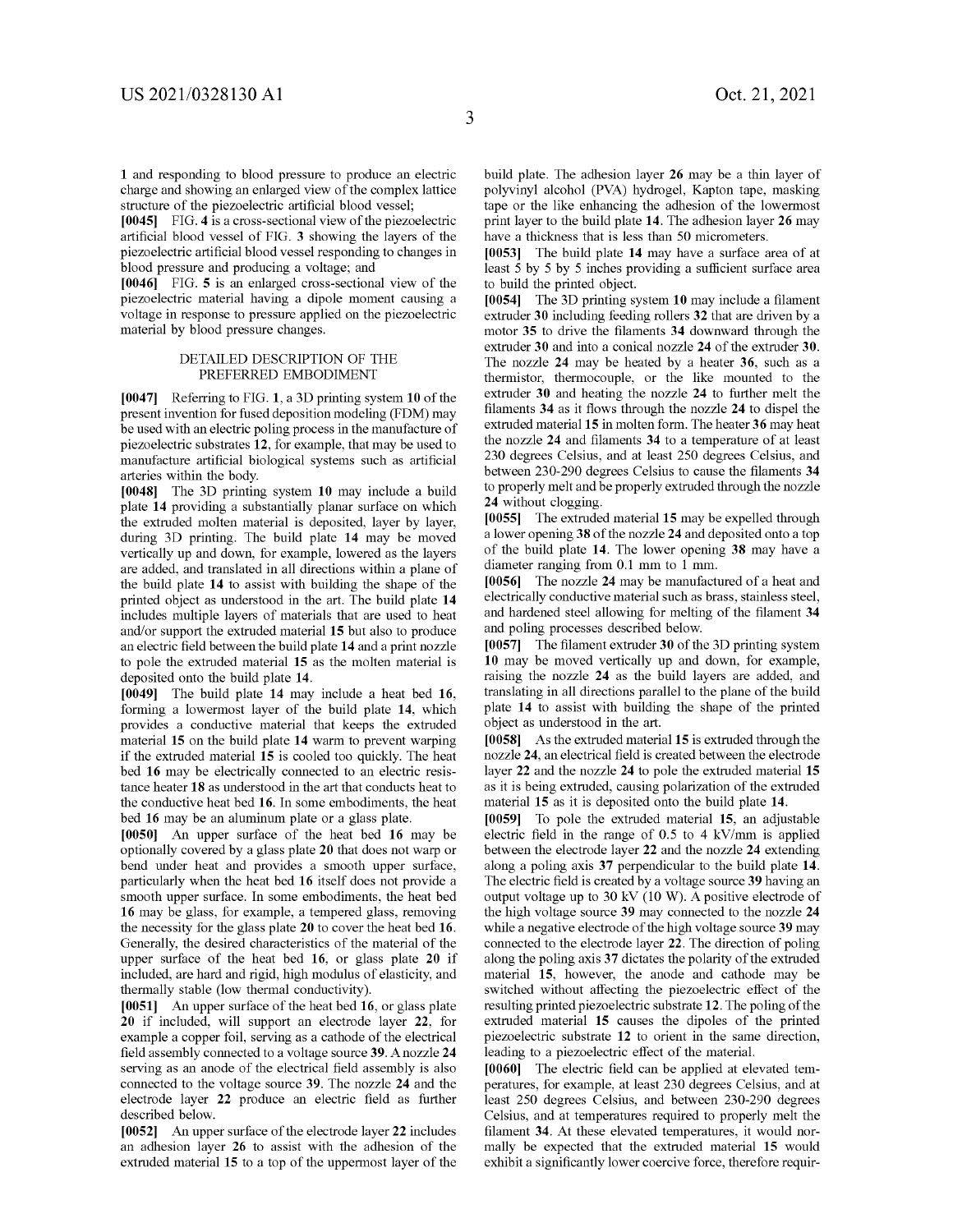1 and responding to blood pressure to produce an electric charge and showing an enlarged view of the complex lattice structure of the piezoelectric artificial blood vessel;

**[0045]** FIG. 4 is a cross-sectional view of the piezoelectric artificial blood vessel of FIG. 3 showing the layers of the piezoelectric artificial blood vessel responding to changes in blood pressure and producing a voltage; and

**[0046]** FIG. 5 is an enlarged cross-sectional view of the piezoelectric material having a dipole moment causing a voltage in response to pressure applied on the piezoelectric material by blood pressure changes.

## DETAILED DESCRIPTION OF THE PREFERRED EMBODIMENT

**[0047]** Referring to FIG. 1, a 3D printing system **10** of the present invention for fused deposition modeling (FDM) may be used with an electric poling process in the manufacture of piezoelectric substrates **12**, for example, that may be used to manufacture artificial biological systems such as artificial arteries within the body.

**[0048]** The 3D printing system **10** may include a build plate **14** providing a substantially planar surface on which the extruded molten material is deposited, layer by layer, during 3D printing. The build plate **14** may be moved vertically up and down, for example, lowered as the layers are added, and translated in all directions within a plane of the build plate **14** to assist with building the shape of the printed object as understood in the art. The build plate **14** includes multiple layers of materials that are used to heat and/or support the extruded material **15** but also to produce an electric field between the build plate **14** and a print nozzle to pole the extruded material **15** as the molten material is deposited onto the build plate **14**.

**[0049]** The build plate **14** may include a heat bed **16**, forming a lowermost layer of the build plate **14**, which provides a conductive material that keeps the extruded material **15** on the build plate **14** warm to prevent warping if the extruded material **15** is cooled too quickly. The heat bed **16** may be electrically connected to an electric resistance heater **18** as understood in the art that conducts heat to the conductive heat bed **16**. In some embodiments, the heat bed **16** may be an aluminum plate or a glass plate.

**[0050]** An upper surface of the heat bed **16** may be optionally covered by a glass plate **20** that does not warp or bend under heat and provides a smooth upper surface, particularly when the heat bed **16** itself does not provide a smooth upper surface. In some embodiments, the heat bed **16** may be glass, for example, a tempered glass, removing the necessity for the glass plate **20** to cover the heat bed **16**. Generally, the desired characteristics of the material of the upper surface of the heat bed **16**, or glass plate **20** if included, are hard and rigid, high modulus of elasticity, and thermally stable (low thermal conductivity).

**[0051]** An upper surface of the heat bed **16**, or glass plate **20** if included, will support an electrode layer **22**, for example a copper foil, serving as a cathode of the electrical field assembly connected to a voltage source **39**. A nozzle **24** serving as an anode of the electrical field assembly is also connected to the voltage source **39**. The nozzle **24** and the electrode layer **22** produce an electric field as further described below.

**[0052]** An upper surface of the electrode layer **22** includes an adhesion layer **26** to assist with the adhesion of the extruded material **15** to a top of the uppermost layer of the build plate. The adhesion layer **26** may be a thin layer of polyvinyl alcohol (PVA) hydrogel, Kapton tape, masking tape or the like enhancing the adhesion of the lowermost print layer to the build plate **14**. The adhesion layer **26** may have a thickness that is less than 50 micrometers.

**[0053]** The build plate **14** may have a surface area of at least 5 by 5 by 5 inches providing a sufficient surface area to build the printed object.

**[0054]** The 3D printing system **10** may include a filament extruder **30** including feeding rollers **32** that are driven by a motor **35** to drive the filaments **34** downward through the extruder **30** and into a conical nozzle **24** of the extruder **30**. The nozzle **24** may be heated by a heater **36**, such as a thermistor, thermocouple, or the like mounted to the extruder **30** and heating the nozzle **24** to further melt the filaments **34** as it flows through the nozzle **24** to dispel the extruded material **15** in molten form. The heater **36** may heat the nozzle **24** and filaments **34** to a temperature of at least 230 degrees Celsius, and at least 250 degrees Celsius, and between 230-290 degrees Celsius to cause the filaments **34** to properly melt and be properly extruded through the nozzle **24** without clogging.

**[0055]** The extruded material **15** may be expelled through a lower opening **38** of the nozzle **24** and deposited onto a top of the build plate **14**. The lower opening **38** may have a diameter ranging from 0.1 mm to 1 mm.

**[0056]** The nozzle **24** may be manufactured of a heat and electrically conductive material such as brass, stainless steel, and hardened steel allowing for melting of the filament **34** and poling processes described below.

**[0057]** The filament extruder **30** of the 3D printing system **10** may be moved vertically up and down, for example, raising the nozzle **24** as the build layers are added, and translating in all directions parallel to the plane of the build plate **14** to assist with building the shape of the printed object as understood in the art.

**[0058]** As the extruded material **15** is extruded through the nozzle **24**, an electrical field is created between the electrode layer **22** and the nozzle **24** to pole the extruded material **15** as it is being extruded, causing polarization of the extruded material **15** as it is deposited onto the build plate **14**.

**[0059]** To pole the extruded material **15**, an adjustable electric field in the range of 0.5 to 4 kV/mm is applied between the electrode layer **22** and the nozzle **24** extending along a poling axis **37** perpendicular to the build plate **14**. The electric field is created by a voltage source **39** having an output voltage up to 30 kV (10 W). A positive electrode of the high voltage source **39** may connected to the nozzle **24** while a negative electrode of the high voltage source **39** may connected to the electrode layer **22**. The direction of poling along the poling axis **37** dictates the polarity of the extruded material **15**, however, the anode and cathode may be switched without affecting the piezoelectric effect of the resulting printed piezoelectric substrate **12**. The poling of the extruded material **15** causes the dipoles of the printed piezoelectric substrate **12** to orient in the same direction, leading to a piezoelectric effect of the material.

**[0060]** The electric field can be applied at elevated temperatures, for example, at least 230 degrees Celsius, and at least 250 degrees Celsius, and between 230-290 degrees Celsius, and at temperatures required to properly melt the filament **34**. At these elevated temperatures, it would normally be expected that the extruded material **15** would exhibit a significantly lower coercive force, therefore requir-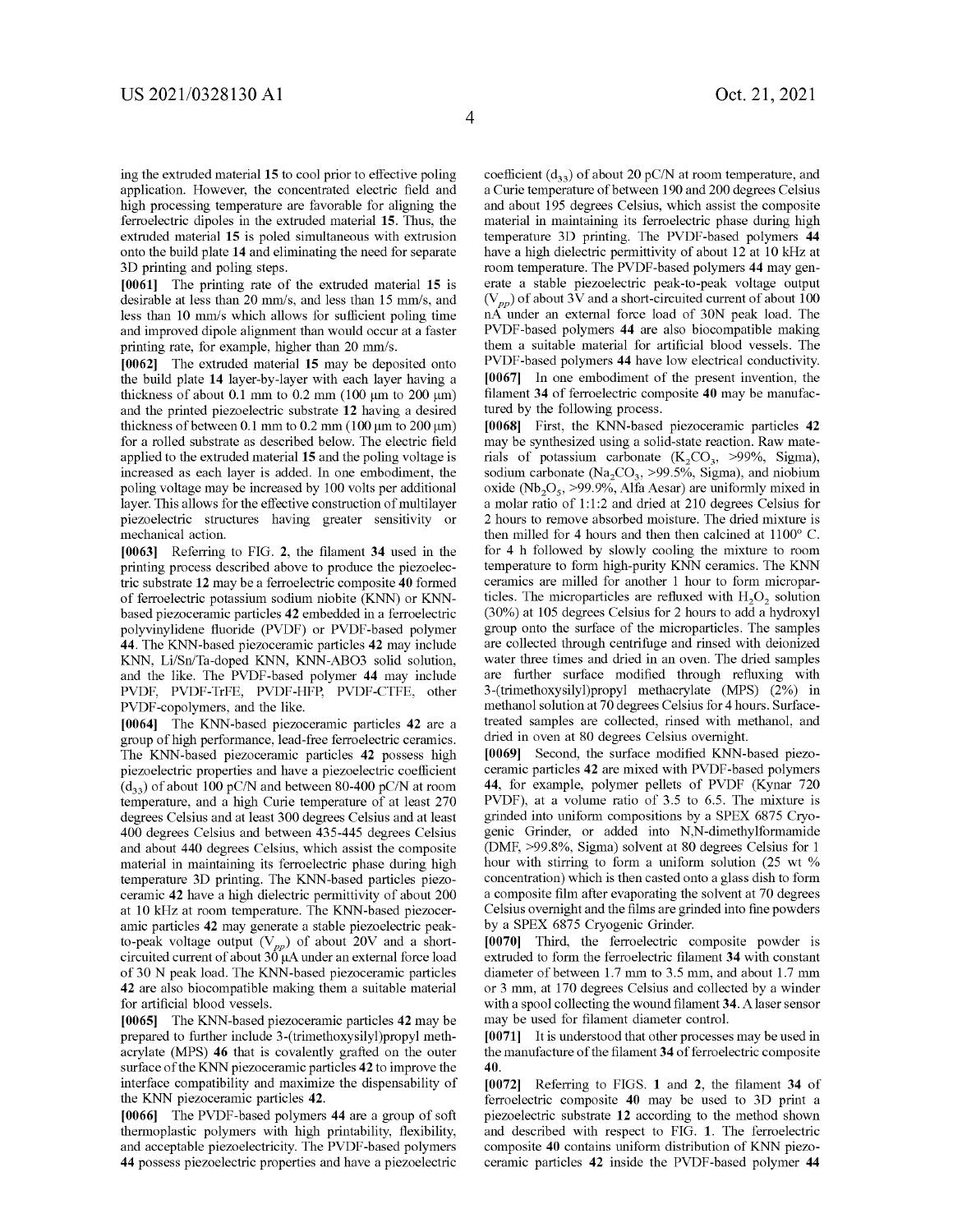ing the extruded material **15** to cool prior to effective poling application. However, the concentrated electric field and high processing temperature are favorable for aligning the ferroelectric dipoles in the extruded material **15**. Thus, the extruded material **15** is poled simultaneous with extrusion onto the build plate **14** and eliminating the need for separate 3D printing and poling steps.

**[0061]** The printing rate of the extruded material **15** is desirable at less than 20 mm/s, and less than 15 mm/s, and less than 10 mm/s which allows for sufficient poling time and improved dipole alignment than would occur at a faster printing rate, for example, higher than 20 mm/s.

**[0062]** The extruded material **15** may be deposited onto the build plate **14** layer-by-layer with each layer having a thickness of about 0.1 mm to 0.2 mm (100 μm to 200 μm) and the printed piezoelectric substrate **12** having a desired thickness of between 0.1 mm to 0.2 mm (100 μm to 200 μm) for a rolled substrate as described below. The electric field applied to the extruded material **15** and the poling voltage is increased as each layer is added. In one embodiment, the poling voltage may be increased by 100 volts per additional layer. This allows for the effective construction of multilayer piezoelectric structures having greater sensitivity or mechanical action.

**[0063]** Referring to FIG. **2**, the filament **34** used in the printing process described above to produce the piezoelectric substrate **12** may be a ferroelectric composite **40** formed of ferroelectric potassium sodium niobite (KNN) or KNN-based piezoceramic particles **42** embedded in a ferroelectric polyvinylidene fluoride (PVDF) or PVDF-based polymer **44**. The KNN-based piezoceramic particles **42** may include KNN, Li/Sn/Ta-doped KNN, KNN-ABO3 solid solution, and the like. The PVDF-based polymer **44** may include PVDF, PVDF-TrFE, PVDF-HFP, PVDF-CTFE, other PVDF-copolymers, and the like.

**[0064]** The KNN-based piezoceramic particles **42** are a group of high performance, lead-free ferroelectric ceramics. The KNN-based piezoceramic particles **42** possess high piezoelectric properties and have a piezoelectric coefficient ($d_{33}$) of about 100 pC/N and between 80-400 pC/N at room temperature, and a high Curie temperature of at least 270 degrees Celsius and at least 300 degrees Celsius and at least 400 degrees Celsius and between 435-445 degrees Celsius and about 440 degrees Celsius, which assist the composite material in maintaining its ferroelectric phase during high temperature 3D printing. The KNN-based particles piezoceramic **42** have a high dielectric permittivity of about 200 at 10 kHz at room temperature. The KNN-based piezoceramic particles **42** may generate a stable piezoelectric peak-to-peak voltage output ($V_{pp}$) of about 20V and a short-circuited current of about 30 μA under an external force load of 30 N peak load. The KNN-based piezoceramic particles **42** are also biocompatible making them a suitable material for artificial blood vessels.

**[0065]** The KNN-based piezoceramic particles **42** may be prepared to further include 3-(trimethoxysilyl)propyl methacrylate (MPS) **46** that is covalently grafted on the outer surface of the KNN piezoceramic particles **42** to improve the interface compatibility and maximize the dispensability of the KNN piezoceramic particles **42**.

**[0066]** The PVDF-based polymers **44** are a group of soft thermoplastic polymers with high printability, flexibility, and acceptable piezoelectricity. The PVDF-based polymers **44** possess piezoelectric properties and have a piezoelectric coefficient ($d_{33}$) of about 20 pC/N at room temperature, and a Curie temperature of between 190 and 200 degrees Celsius and about 195 degrees Celsius, which assist the composite material in maintaining its ferroelectric phase during high temperature 3D printing. The PVDF-based polymers **44** have a high dielectric permittivity of about 12 at 10 kHz at room temperature. The PVDF-based polymers **44** may generate a stable piezoelectric peak-to-peak voltage output ($V_{pp}$) of about 3V and a short-circuited current of about 100 nA under an external force load of 30N peak load. The PVDF-based polymers **44** are also biocompatible making them a suitable material for artificial blood vessels. The PVDF-based polymers **44** have low electrical conductivity.

**[0067]** In one embodiment of the present invention, the filament **34** of ferroelectric composite **40** may be manufactured by the following process.

**[0068]** First, the KNN-based piezoceramic particles **42** may be synthesized using a solid-state reaction. Raw materials of potassium carbonate ($K_2CO_3$, >99%, Sigma), sodium carbonate ($Na_2CO_3$, >99.5%, Sigma), and niobium oxide ($Nb_2O_5$, >99.9%, Alfa Aesar) are uniformly mixed in a molar ratio of 1:1:2 and dried at 210 degrees Celsius for 2 hours to remove absorbed moisture. The dried mixture is then milled for 4 hours and then then calcined at 1100° C. for 4 h followed by slowly cooling the mixture to room temperature to form high-purity KNN ceramics. The KNN ceramics are milled for another 1 hour to form microparticles. The microparticles are refluxed with $H_2O_2$ solution (30%) at 105 degrees Celsius for 2 hours to add a hydroxyl group onto the surface of the microparticles. The samples are collected through centrifuge and rinsed with deionized water three times and dried in an oven. The dried samples are further surface modified through refluxing with 3-(trimethoxysilyl)propyl methacrylate (MPS) (2%) in methanol solution at 70 degrees Celsius for 4 hours. Surface-treated samples are collected, rinsed with methanol, and dried in oven at 80 degrees Celsius overnight.

**[0069]** Second, the surface modified KNN-based piezoceramic particles **42** are mixed with PVDF-based polymers **44**, for example, polymer pellets of PVDF (Kynar 720 PVDF), at a volume ratio of 3.5 to 6.5. The mixture is grinded into uniform compositions by a SPEX 6875 Cryogenic Grinder, or added into N,N-dimethylformamide (DMF, >99.8%, Sigma) solvent at 80 degrees Celsius for 1 hour with stirring to form a uniform solution (25 wt % concentration) which is then casted onto a glass dish to form a composite film after evaporating the solvent at 70 degrees Celsius overnight and the films are grinded into fine powders by a SPEX 6875 Cryogenic Grinder.

**[0070]** Third, the ferroelectric composite powder is extruded to form the ferroelectric filament **34** with constant diameter of between 1.7 mm to 3.5 mm, and about 1.7 mm or 3 mm, at 170 degrees Celsius and collected by a winder with a spool collecting the wound filament **34**. A laser sensor may be used for filament diameter control.

**[0071]** It is understood that other processes may be used in the manufacture of the filament **34** of ferroelectric composite **40**.

**[0072]** Referring to FIGS. **1** and **2**, the filament **34** of ferroelectric composite **40** may be used to 3D print a piezoelectric substrate **12** according to the method shown and described with respect to FIG. **1**. The ferroelectric composite **40** contains uniform distribution of KNN piezoceramic particles **42** inside the PVDF-based polymer **44**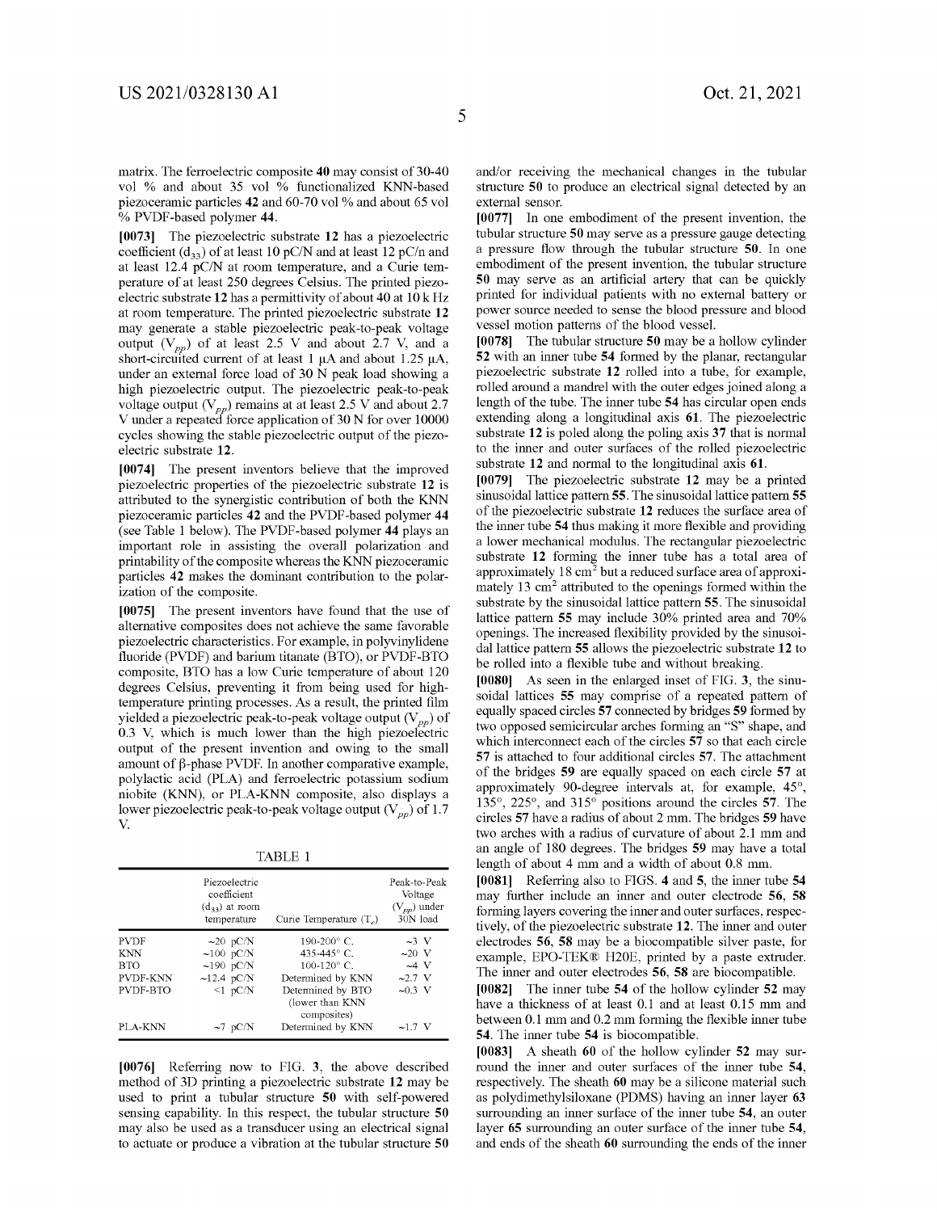matrix. The ferroelectric composite **40** may consist of 30-40 vol % and about 35 vol % functionalized KNN-based piezoceramic particles **42** and 60-70 vol % and about 65 vol % PVDF-based polymer **44**.

**[0073]** The piezoelectric substrate **12** has a piezoelectric coefficient ($d_{33}$) of at least 10 pC/N and at least 12 pC/n and at least 12.4 pC/N at room temperature, and a Curie temperature of at least 250 degrees Celsius. The printed piezoelectric substrate **12** has a permittivity of about 40 at 10 k Hz at room temperature. The printed piezoelectric substrate **12** may generate a stable piezoelectric peak-to-peak voltage output ($V_{pp}$) of at least 2.5 V and about 2.7 V, and a short-circuited current of at least 1 μA and about 1.25 μA, under an external force load of 30 N peak load showing a high piezoelectric output. The piezoelectric peak-to-peak voltage output ($V_{pp}$) remains at at least 2.5 V and about 2.7 V under a repeated force application of 30 N for over 10000 cycles showing the stable piezoelectric output of the piezoelectric substrate **12**.

**[0074]** The present inventors believe that the improved piezoelectric properties of the piezoelectric substrate **12** is attributed to the synergistic contribution of both the KNN piezoceramic particles **42** and the PVDF-based polymer **44** (see Table 1 below). The PVDF-based polymer **44** plays an important role in assisting the overall polarization and printability of the composite whereas the KNN piezoceramic particles **42** makes the dominant contribution to the polarization of the composite.

**[0075]** The present inventors have found that the use of alternative composites does not achieve the same favorable piezoelectric characteristics. For example, in polyvinylidene fluoride (PVDF) and barium titanate (BTO), or PVDF-BTO composite, BTO has a low Curie temperature of about 120 degrees Celsius, preventing it from being used for high-temperature printing processes. As a result, the printed film yielded a piezoelectric peak-to-peak voltage output ($V_{pp}$) of 0.3 V, which is much lower than the high piezoelectric output of the present invention and owing to the small amount of β-phase PVDF. In another comparative example, polylactic acid (PLA) and ferroelectric potassium sodium niobite (KNN), or PLA-KNN composite, also displays a lower piezoelectric peak-to-peak voltage output ($V_{pp}$) of 1.7 V.

TABLE 1

| | Piezoelectric coefficient ($d_{33}$) at room temperature | Curie Temperature ($T_c$) | Peak-to-Peak Voltage ($V_{pp}$) under 30N load |
|---|---|---|---|
| PVDF | ~20 pC/N | 190-200° C. | ~3 V |
| KNN | ~100 pC/N | 435-445° C. | ~20 V |
| BTO | ~190 pC/N | 100-120° C. | ~4 V |
| PVDF-KNN | ~12.4 pC/N | Determined by KNN | ~2.7 V |
| PVDF-BTO | <1 pC/N | Determined by BTO (lower than KNN composites) | ~0.3 V |
| PLA-KNN | ~7 pC/N | Determined by KNN | ~1.7 V |

**[0076]** Referring now to FIG. 3, the above described method of 3D printing a piezoelectric substrate **12** may be used to print a tubular structure **50** with self-powered sensing capability. In this respect, the tubular structure **50** may also be used as a transducer using an electrical signal to actuate or produce a vibration at the tubular structure **50** and/or receiving the mechanical changes in the tubular structure **50** to produce an electrical signal detected by an external sensor.

**[0077]** In one embodiment of the present invention, the tubular structure **50** may serve as a pressure gauge detecting a pressure flow through the tubular structure **50**. In one embodiment of the present invention, the tubular structure **50** may serve as an artificial artery that can be quickly printed for individual patients with no external battery or power source needed to sense the blood pressure and blood vessel motion patterns of the blood vessel.

**[0078]** The tubular structure **50** may be a hollow cylinder **52** with an inner tube **54** formed by the planar, rectangular piezoelectric substrate **12** rolled into a tube, for example, rolled around a mandrel with the outer edges joined along a length of the tube. The inner tube **54** has circular open ends extending along a longitudinal axis **61**. The piezoelectric substrate **12** is poled along the poling axis **37** that is normal to the inner and outer surfaces of the rolled piezoelectric substrate **12** and normal to the longitudinal axis **61**.

**[0079]** The piezoelectric substrate **12** may be a printed sinusoidal lattice pattern **55**. The sinusoidal lattice pattern **55** of the piezoelectric substrate **12** reduces the surface area of the inner tube **54** thus making it more flexible and providing a lower mechanical modulus. The rectangular piezoelectric substrate **12** forming the inner tube has a total area of approximately 18 $cm^2$ but a reduced surface area of approximately 13 $cm^2$ attributed to the openings formed within the substrate by the sinusoidal lattice pattern **55**. The sinusoidal lattice pattern **55** may include 30% printed area and 70% openings. The increased flexibility provided by the sinusoidal lattice pattern **55** allows the piezoelectric substrate **12** to be rolled into a flexible tube and without breaking.

**[0080]** As seen in the enlarged inset of FIG. 3, the sinusoidal lattices **55** may comprise of a repeated pattern of equally spaced circles **57** connected by bridges **59** formed by two opposed semicircular arches forming an "S" shape, and which interconnect each of the circles **57** so that each circle **57** is attached to four additional circles **57**. The attachment of the bridges **59** are equally spaced on each circle **57** at approximately 90-degree intervals at, for example, 45°, 135°, 225°, and 315° positions around the circles **57**. The circles **57** have a radius of about 2 mm. The bridges **59** have two arches with a radius of curvature of about 2.1 mm and an angle of 180 degrees. The bridges **59** may have a total length of about 4 mm and a width of about 0.8 mm.

**[0081]** Referring also to FIGS. 4 and 5, the inner tube **54** may further include an inner and outer electrode **56**, **58** forming layers covering the inner and outer surfaces, respectively, of the piezoelectric substrate **12**. The inner and outer electrodes **56**, **58** may be a biocompatible silver paste, for example, EPO-TEK® H20E, printed by a paste extruder. The inner and outer electrodes **56**, **58** are biocompatible.

**[0082]** The inner tube **54** of the hollow cylinder **52** may have a thickness of at least 0.1 and at least 0.15 mm and between 0.1 mm and 0.2 mm forming the flexible inner tube **54**. The inner tube **54** is biocompatible.

**[0083]** A sheath **60** of the hollow cylinder **52** may surround the inner and outer surfaces of the inner tube **54**, respectively. The sheath **60** may be a silicone material such as polydimethylsiloxane (PDMS) having an inner layer **63** surrounding an inner surface of the inner tube **54**, an outer layer **65** surrounding an outer surface of the inner tube **54**, and ends of the sheath **60** surrounding the ends of the inner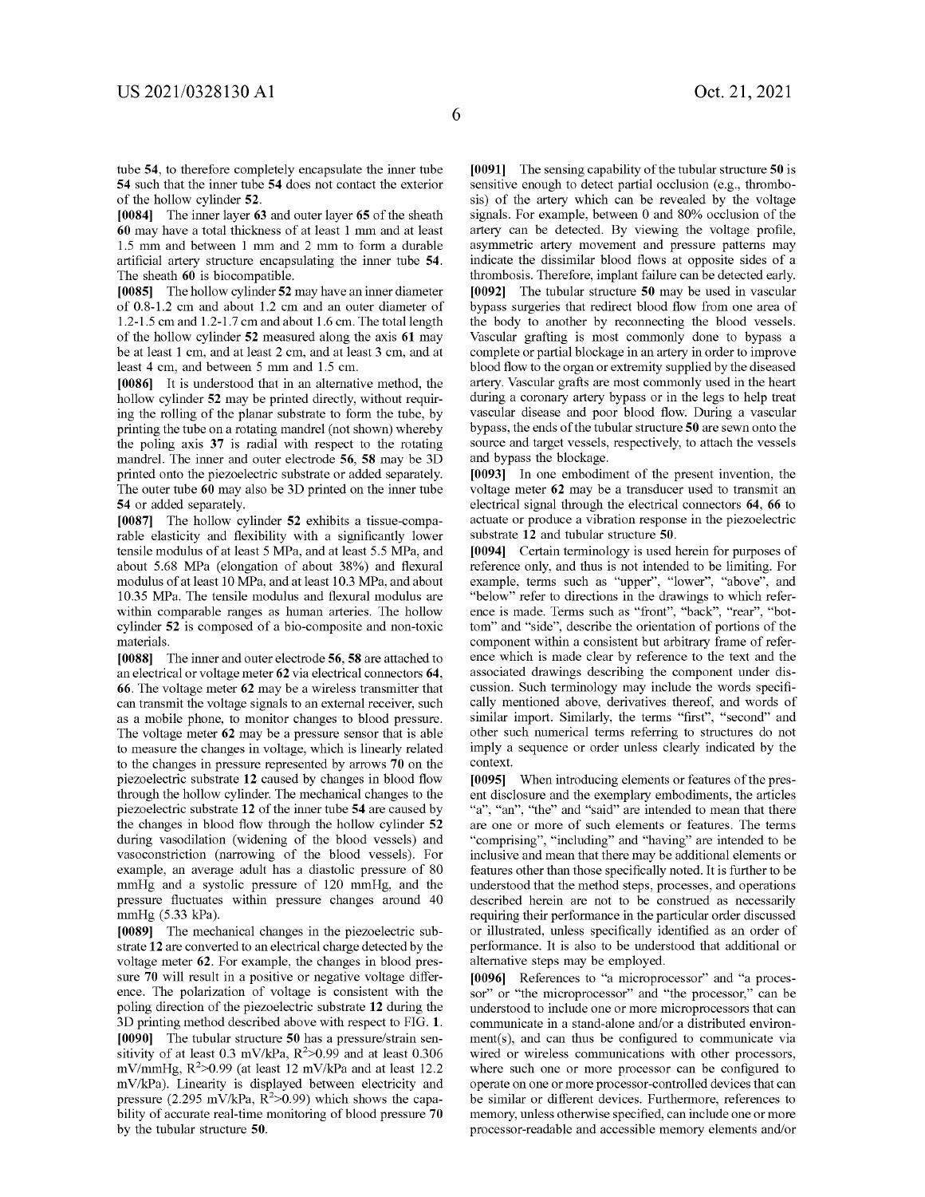tube 54, to therefore completely encapsulate the inner tube 54 such that the inner tube 54 does not contact the exterior of the hollow cylinder 52.

**[0084]** The inner layer 63 and outer layer 65 of the sheath 60 may have a total thickness of at least 1 mm and at least 1.5 mm and between 1 mm and 2 mm to form a durable artificial artery structure encapsulating the inner tube 54. The sheath 60 is biocompatible.

**[0085]** The hollow cylinder 52 may have an inner diameter of 0.8-1.2 cm and about 1.2 cm and an outer diameter of 1.2-1.5 cm and 1.2-1.7 cm and about 1.6 cm. The total length of the hollow cylinder 52 measured along the axis 61 may be at least 1 cm, and at least 2 cm, and at least 3 cm, and at least 4 cm, and between 5 mm and 1.5 cm.

**[0086]** It is understood that in an alternative method, the hollow cylinder 52 may be printed directly, without requiring the rolling of the planar substrate to form the tube, by printing the tube on a rotating mandrel (not shown) whereby the poling axis 37 is radial with respect to the rotating mandrel. The inner and outer electrode 56, 58 may be 3D printed onto the piezoelectric substrate or added separately. The outer tube 60 may also be 3D printed on the inner tube 54 or added separately.

**[0087]** The hollow cylinder 52 exhibits a tissue-comparable elasticity and flexibility with a significantly lower tensile modulus of at least 5 MPa, and at least 5.5 MPa, and about 5.68 MPa (elongation of about 38%) and flexural modulus of at least 10 MPa, and at least 10.3 MPa, and about 10.35 MPa. The tensile modulus and flexural modulus are within comparable ranges as human arteries. The hollow cylinder 52 is composed of a bio-composite and non-toxic materials.

**[0088]** The inner and outer electrode 56, 58 are attached to an electrical or voltage meter 62 via electrical connectors 64, 66. The voltage meter 62 may be a wireless transmitter that can transmit the voltage signals to an external receiver, such as a mobile phone, to monitor changes to blood pressure. The voltage meter 62 may be a pressure sensor that is able to measure the changes in voltage, which is linearly related to the changes in pressure represented by arrows 70 on the piezoelectric substrate 12 caused by changes in blood flow through the hollow cylinder. The mechanical changes to the piezoelectric substrate 12 of the inner tube 54 are caused by the changes in blood flow through the hollow cylinder 52 during vasodilation (widening of the blood vessels) and vasoconstriction (narrowing of the blood vessels). For example, an average adult has a diastolic pressure of 80 mmHg and a systolic pressure of 120 mmHg, and the pressure fluctuates within pressure changes around 40 mmHg (5.33 kPa).

**[0089]** The mechanical changes in the piezoelectric substrate 12 are converted to an electrical charge detected by the voltage meter 62. For example, the changes in blood pressure 70 will result in a positive or negative voltage difference. The polarization of voltage is consistent with the poling direction of the piezoelectric substrate 12 during the 3D printing method described above with respect to FIG. 1.

**[0090]** The tubular structure 50 has a pressure/strain sensitivity of at least 0.3 mV/kPa, $R^2>0.99$ and at least 0.306 mV/mmHg, $R^2>0.99$ (at least 12 mV/kPa and at least 12.2 mV/kPa). Linearity is displayed between electricity and pressure (2.295 mV/kPa, $R^2>0.99$) which shows the capability of accurate real-time monitoring of blood pressure 70 by the tubular structure 50.

**[0091]** The sensing capability of the tubular structure 50 is sensitive enough to detect partial occlusion (e.g., thrombosis) of the artery which can be revealed by the voltage signals. For example, between 0 and 80% occlusion of the artery can be detected. By viewing the voltage profile, asymmetric artery movement and pressure patterns may indicate the dissimilar blood flows at opposite sides of a thrombosis. Therefore, implant failure can be detected early.

**[0092]** The tubular structure 50 may be used in vascular bypass surgeries that redirect blood flow from one area of the body to another by reconnecting the blood vessels. Vascular grafting is most commonly done to bypass a complete or partial blockage in an artery in order to improve blood flow to the organ or extremity supplied by the diseased artery. Vascular grafts are most commonly used in the heart during a coronary artery bypass or in the legs to help treat vascular disease and poor blood flow. During a vascular bypass, the ends of the tubular structure 50 are sewn onto the source and target vessels, respectively, to attach the vessels and bypass the blockage.

**[0093]** In one embodiment of the present invention, the voltage meter 62 may be a transducer used to transmit an electrical signal through the electrical connectors 64, 66 to actuate or produce a vibration response in the piezoelectric substrate 12 and tubular structure 50.

**[0094]** Certain terminology is used herein for purposes of reference only, and thus is not intended to be limiting. For example, terms such as "upper", "lower", "above", and "below" refer to directions in the drawings to which reference is made. Terms such as "front", "back", "rear", "bottom" and "side", describe the orientation of portions of the component within a consistent but arbitrary frame of reference which is made clear by reference to the text and the associated drawings describing the component under discussion. Such terminology may include the words specifically mentioned above, derivatives thereof, and words of similar import. Similarly, the terms "first", "second" and other such numerical terms referring to structures do not imply a sequence or order unless clearly indicated by the context.

**[0095]** When introducing elements or features of the present disclosure and the exemplary embodiments, the articles "a", "an", "the" and "said" are intended to mean that there are one or more of such elements or features. The terms "comprising", "including" and "having" are intended to be inclusive and mean that there may be additional elements or features other than those specifically noted. It is further to be understood that the method steps, processes, and operations described herein are not to be construed as necessarily requiring their performance in the particular order discussed or illustrated, unless specifically identified as an order of performance. It is also to be understood that additional or alternative steps may be employed.

**[0096]** References to "a microprocessor" and "a processor" or "the microprocessor" and "the processor," can be understood to include one or more microprocessors that can communicate in a stand-alone and/or a distributed environment(s), and can thus be configured to communicate via wired or wireless communications with other processors, where such one or more processor can be configured to operate on one or more processor-controlled devices that can be similar or different devices. Furthermore, references to memory, unless otherwise specified, can include one or more processor-readable and accessible memory elements and/or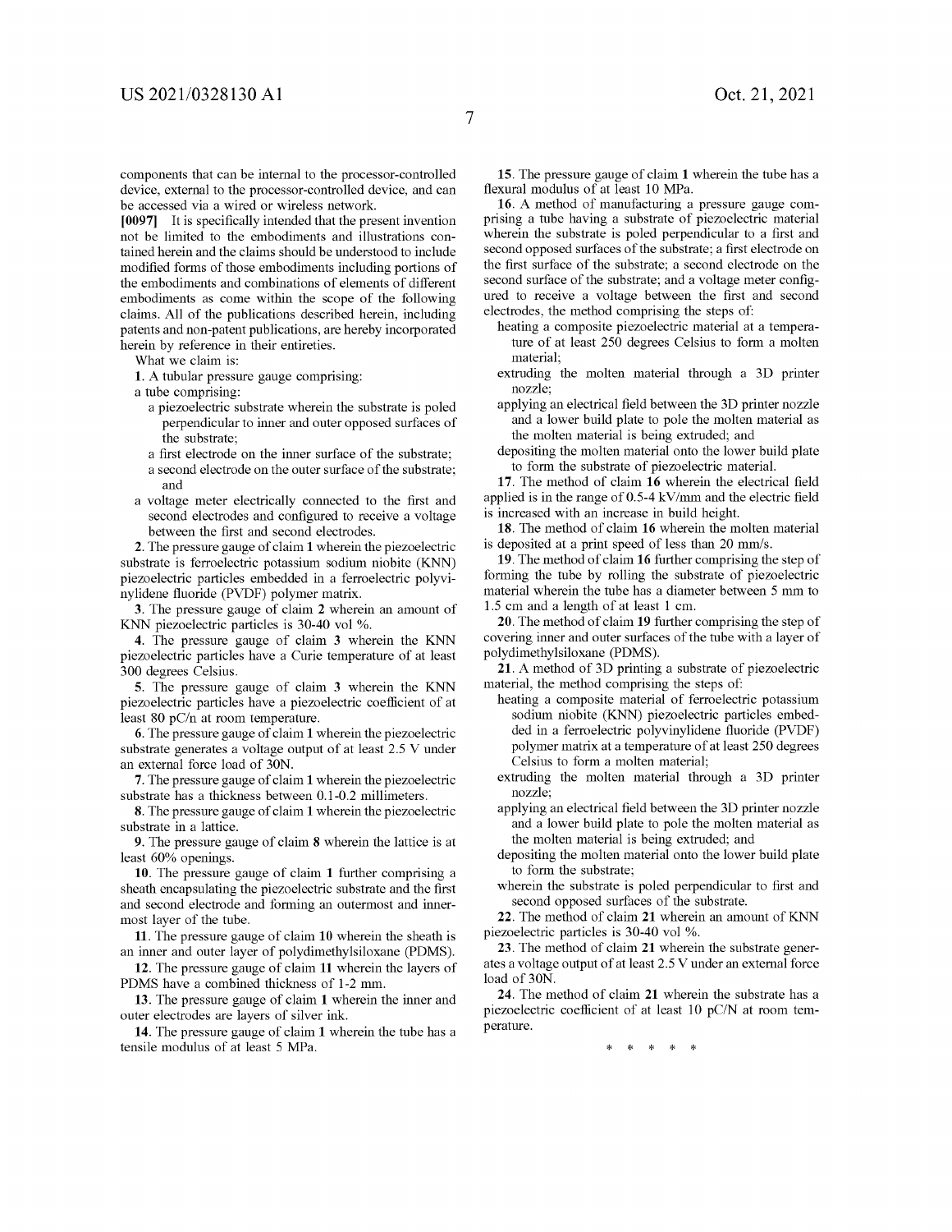components that can be internal to the processor-controlled device, external to the processor-controlled device, and can be accessed via a wired or wireless network.

**[0097]** It is specifically intended that the present invention not be limited to the embodiments and illustrations contained herein and the claims should be understood to include modified forms of those embodiments including portions of the embodiments and combinations of elements of different embodiments as come within the scope of the following claims. All of the publications described herein, including patents and non-patent publications, are hereby incorporated herein by reference in their entireties.

What we claim is:

**1**. A tubular pressure gauge comprising:

a tube comprising:

a piezoelectric substrate wherein the substrate is poled perpendicular to inner and outer opposed surfaces of the substrate;

a first electrode on the inner surface of the substrate;

a second electrode on the outer surface of the substrate; and

a voltage meter electrically connected to the first and second electrodes and configured to receive a voltage between the first and second electrodes.

**2**. The pressure gauge of claim **1** wherein the piezoelectric substrate is ferroelectric potassium sodium niobite (KNN) piezoelectric particles embedded in a ferroelectric polyvinylidene fluoride (PVDF) polymer matrix.

**3**. The pressure gauge of claim **2** wherein an amount of KNN piezoelectric particles is 30-40 vol %.

**4**. The pressure gauge of claim **3** wherein the KNN piezoelectric particles have a Curie temperature of at least 300 degrees Celsius.

**5**. The pressure gauge of claim **3** wherein the KNN piezoelectric particles have a piezoelectric coefficient of at least 80 pC/n at room temperature.

**6**. The pressure gauge of claim **1** wherein the piezoelectric substrate generates a voltage output of at least 2.5 V under an external force load of 30N.

**7**. The pressure gauge of claim **1** wherein the piezoelectric substrate has a thickness between 0.1-0.2 millimeters.

**8**. The pressure gauge of claim **1** wherein the piezoelectric substrate in a lattice.

**9**. The pressure gauge of claim **8** wherein the lattice is at least 60% openings.

**10**. The pressure gauge of claim **1** further comprising a sheath encapsulating the piezoelectric substrate and the first and second electrode and forming an outermost and innermost layer of the tube.

**11**. The pressure gauge of claim **10** wherein the sheath is an inner and outer layer of polydimethylsiloxane (PDMS).

**12**. The pressure gauge of claim **11** wherein the layers of PDMS have a combined thickness of 1-2 mm.

**13**. The pressure gauge of claim **1** wherein the inner and outer electrodes are layers of silver ink.

**14**. The pressure gauge of claim **1** wherein the tube has a tensile modulus of at least 5 MPa.

**15**. The pressure gauge of claim **1** wherein the tube has a flexural modulus of at least 10 MPa.

**16**. A method of manufacturing a pressure gauge comprising a tube having a substrate of piezoelectric material wherein the substrate is poled perpendicular to a first and second opposed surfaces of the substrate; a first electrode on the first surface of the substrate; a second electrode on the second surface of the substrate; and a voltage meter configured to receive a voltage between the first and second electrodes, the method comprising the steps of:

heating a composite piezoelectric material at a temperature of at least 250 degrees Celsius to form a molten material;

extruding the molten material through a 3D printer nozzle;

applying an electrical field between the 3D printer nozzle and a lower build plate to pole the molten material as the molten material is being extruded; and

depositing the molten material onto the lower build plate to form the substrate of piezoelectric material.

**17**. The method of claim **16** wherein the electrical field applied is in the range of 0.5-4 kV/mm and the electric field is increased with an increase in build height.

**18**. The method of claim **16** wherein the molten material is deposited at a print speed of less than 20 mm/s.

**19**. The method of claim **16** further comprising the step of forming the tube by rolling the substrate of piezoelectric material wherein the tube has a diameter between 5 mm to 1.5 cm and a length of at least 1 cm.

**20**. The method of claim **19** further comprising the step of covering inner and outer surfaces of the tube with a layer of polydimethylsiloxane (PDMS).

**21**. A method of 3D printing a substrate of piezoelectric material, the method comprising the steps of:

heating a composite material of ferroelectric potassium sodium niobite (KNN) piezoelectric particles embedded in a ferroelectric polyvinylidene fluoride (PVDF) polymer matrix at a temperature of at least 250 degrees Celsius to form a molten material;

extruding the molten material through a 3D printer nozzle;

applying an electrical field between the 3D printer nozzle and a lower build plate to pole the molten material as the molten material is being extruded; and

depositing the molten material onto the lower build plate to form the substrate;

wherein the substrate is poled perpendicular to first and second opposed surfaces of the substrate.

**22**. The method of claim **21** wherein an amount of KNN piezoelectric particles is 30-40 vol %.

**23**. The method of claim **21** wherein the substrate generates a voltage output of at least 2.5 V under an external force load of 30N.

**24**. The method of claim **21** wherein the substrate has a piezoelectric coefficient of at least 10 pC/N at room temperature.

* * * * *